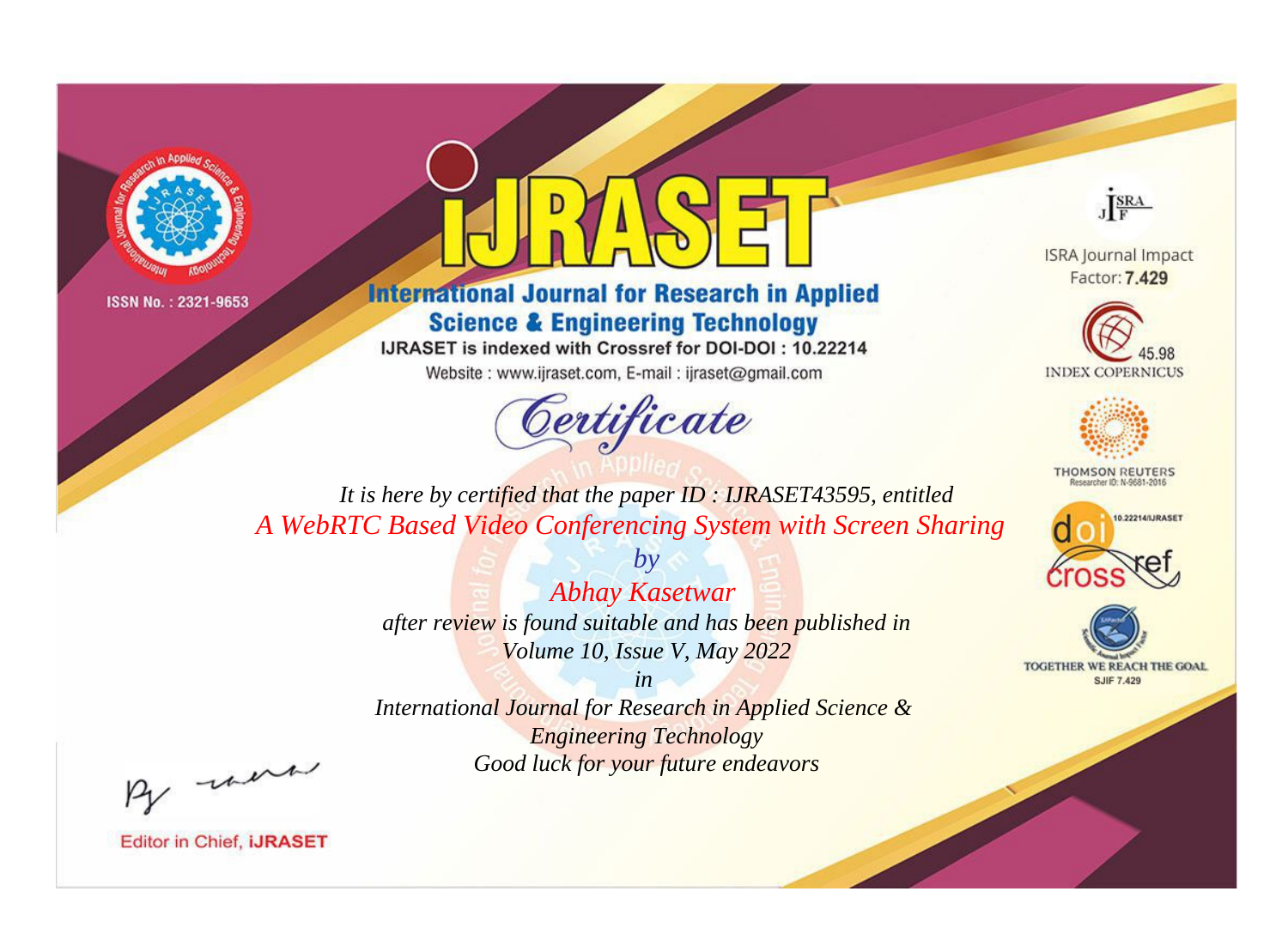ISSN No. : 2321-9653

# IJRASET

## International Journal for Research in Applied Science & Engineering Technology

IJRASET is indexed with Crossref for DOI-DOI : 10.22214

Website : www.ijraset.com, E-mail : ijraset@gmail.com

ISRA Journal Impact Factor: **7.429**

45.98 INDEX COPERNICUS

THOMSON REUTERS Researcher ID: N-9681-2016

10.22214/IJRASET

TOGETHER WE REACH THE GOAL SJIF 7.429

# *Certificate*

*It is here by certified that the paper ID : IJRASET43595, entitled*

*A WebRTC Based Video Conferencing System with Screen Sharing*

*by*

*Abhay Kasetwar*

*after review is found suitable and has been published in*

*Volume 10, Issue V, May 2022*

*in*

*International Journal for Research in Applied Science & Engineering Technology*

*Good luck for your future endeavors*

Editor in Chief, **iJRASET**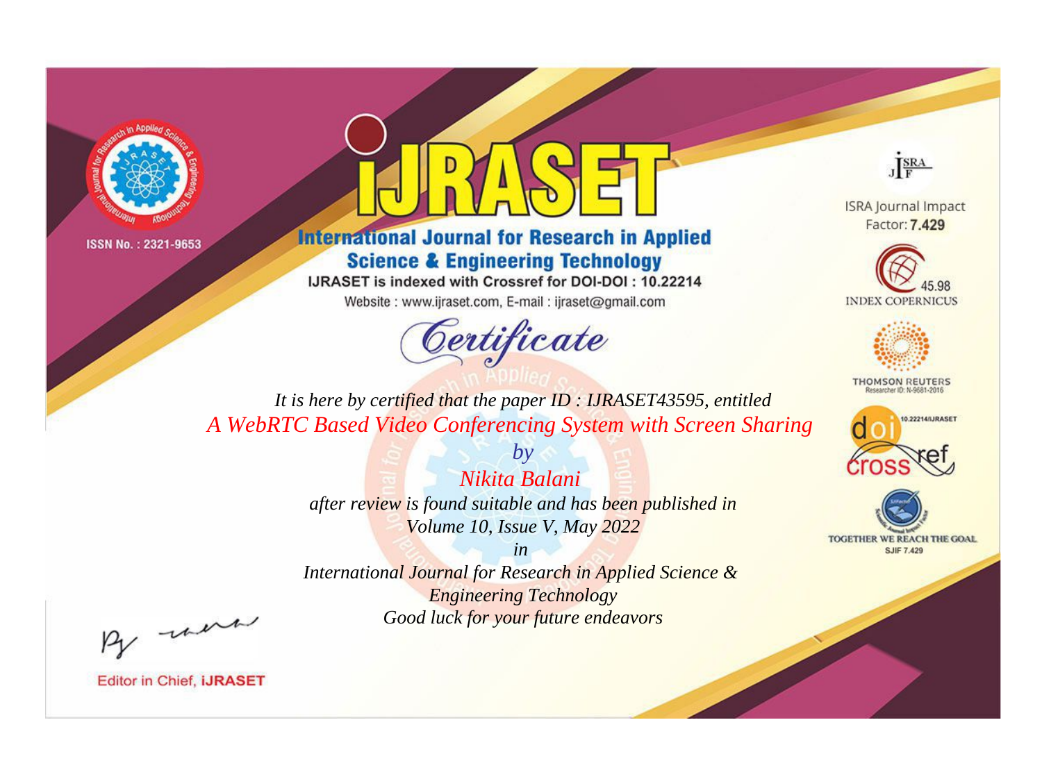ISSN No. : 2321-9653

# iJRASET

## International Journal for Research in Applied Science & Engineering Technology

IJRASET is indexed with Crossref for DOI-DOI : 10.22214

Website : www.ijraset.com, E-mail : ijraset@gmail.com

ISRA Journal Impact Factor: **7.429**

45.98 INDEX COPERNICUS

THOMSON REUTERS Researcher ID: N-9681-2016

10.22214/IJRASET

TOGETHER WE REACH THE GOAL SJIF 7.429

*Certificate*

*It is here by certified that the paper ID : IJRASET43595, entitled*

*A WebRTC Based Video Conferencing System with Screen Sharing*

*by*

*Nikita Balani*

*after review is found suitable and has been published in*

*Volume 10, Issue V, May 2022*

*in*

*International Journal for Research in Applied Science & Engineering Technology*

*Good luck for your future endeavors*

Editor in Chief, **iJRASET**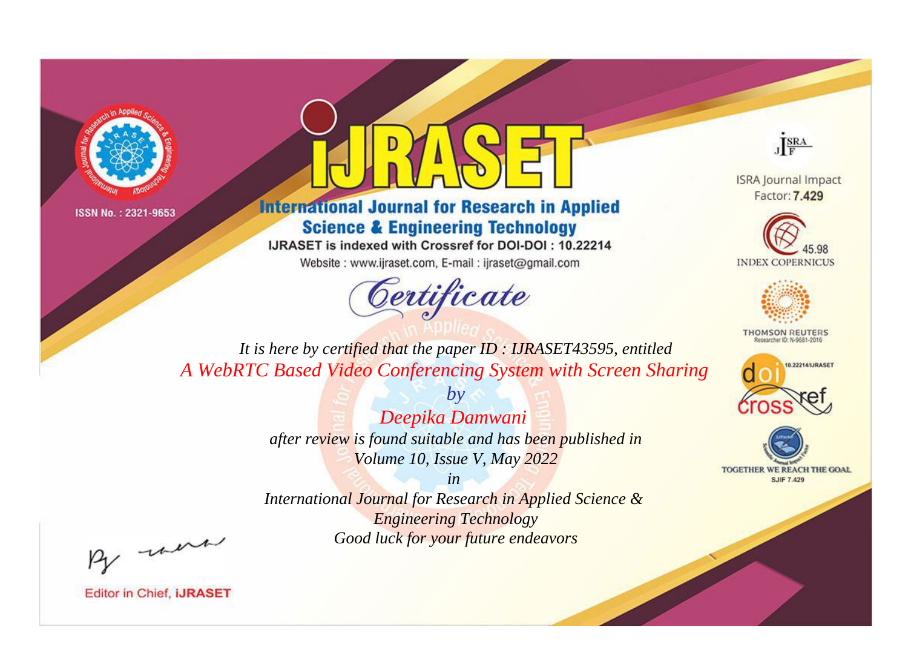ISSN No. : 2321-9653

# iJRASET

## International Journal for Research in Applied Science & Engineering Technology

IJRASET is indexed with Crossref for DOI-DOI : 10.22214

Website : www.ijraset.com, E-mail : ijraset@gmail.com

*Certificate*

ISRA Journal Impact Factor: **7.429**

45.98 INDEX COPERNICUS

THOMSON REUTERS Researcher ID: N-9681-2016

10.22214/IJRASET

TOGETHER WE REACH THE GOAL SJIF 7.429

*It is here by certified that the paper ID : IJRASET43595, entitled*

*A WebRTC Based Video Conferencing System with Screen Sharing*

*by*

*Deepika Damwani*

*after review is found suitable and has been published in*

*Volume 10, Issue V, May 2022*

*in*

*International Journal for Research in Applied Science & Engineering Technology*

*Good luck for your future endeavors*

Editor in Chief, iJRASET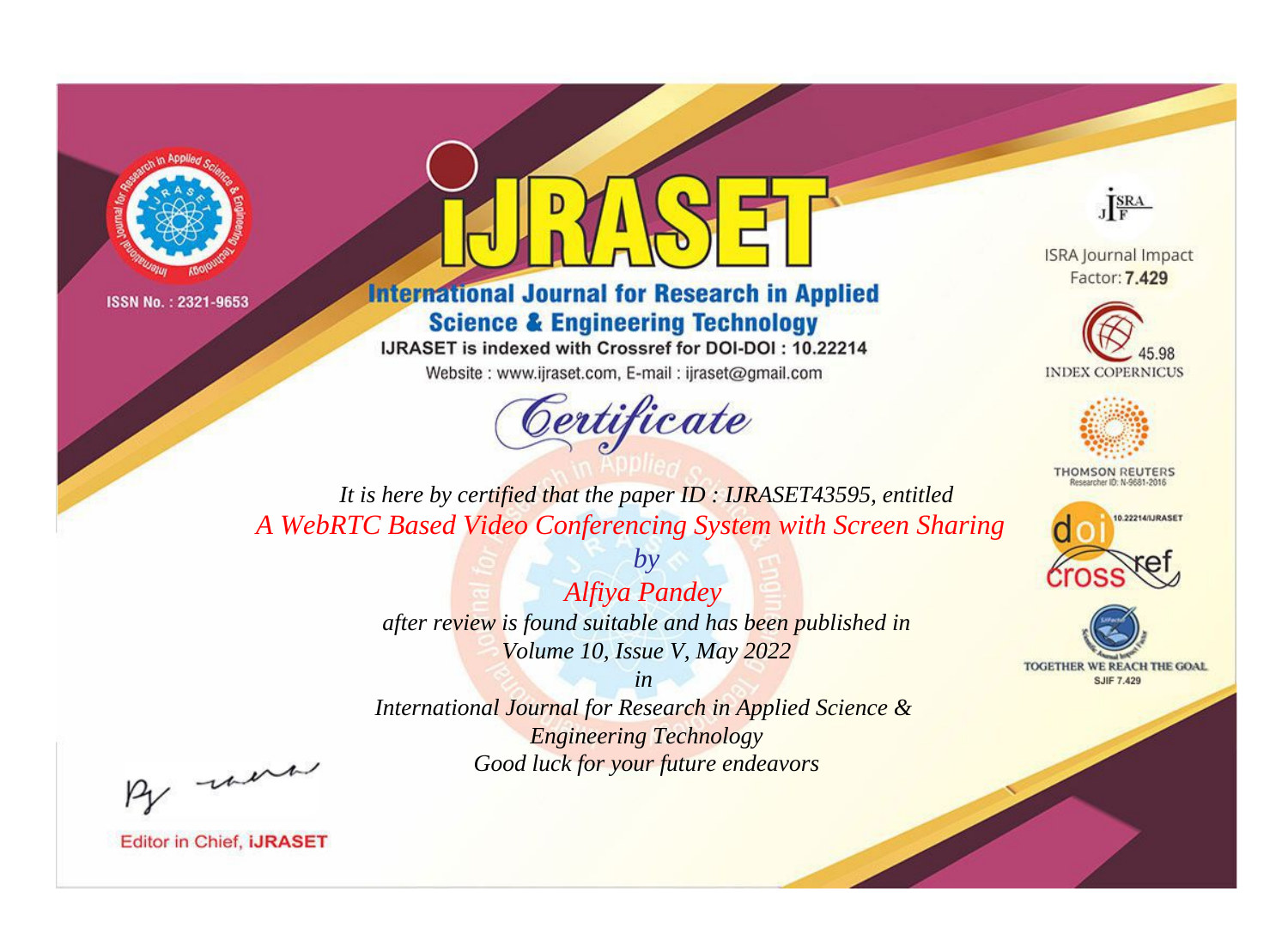ISSN No. : 2321-9653

# iJRASET

## International Journal for Research in Applied Science & Engineering Technology

IJRASET is indexed with Crossref for DOI-DOI : 10.22214

Website : www.ijraset.com, E-mail : ijraset@gmail.com

ISRA Journal Impact Factor: **7.429**

45.98 INDEX COPERNICUS

THOMSON REUTERS Researcher ID: N-9681-2016

10.22214/IJRASET

TOGETHER WE REACH THE GOAL SJIF 7.429

# *Certificate*

*It is here by certified that the paper ID : IJRASET43595, entitled*

*A WebRTC Based Video Conferencing System with Screen Sharing*

*by*

*Alfiya Pandey*

*after review is found suitable and has been published in*

*Volume 10, Issue V, May 2022*

*in*

*International Journal for Research in Applied Science & Engineering Technology*

*Good luck for your future endeavors*

Editor in Chief, **iJRASET**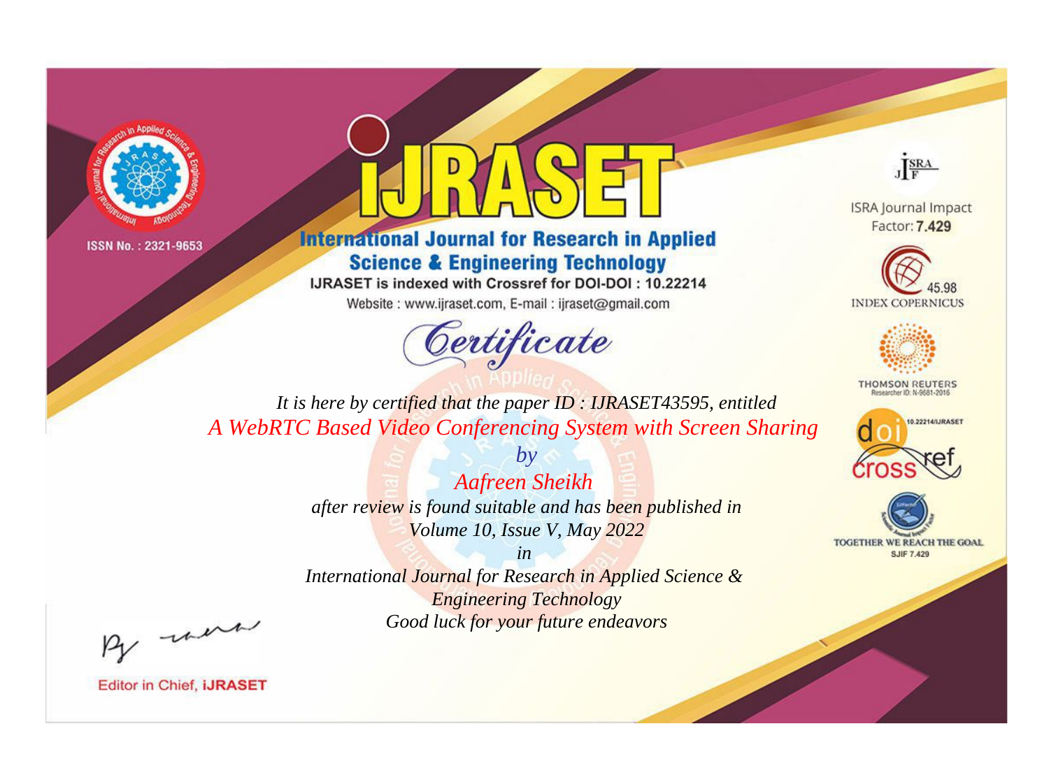ISSN No. : 2321-9653

# iJRASET

## International Journal for Research in Applied Science & Engineering Technology

IJRASET is indexed with Crossref for DOI-DOI : 10.22214

Website : www.ijraset.com, E-mail : ijraset@gmail.com

# Certificate

*It is here by certified that the paper ID : IJRASET43595, entitled*

*A WebRTC Based Video Conferencing System with Screen Sharing*

*by*

*Aafreen Sheikh*

*after review is found suitable and has been published in*

*Volume 10, Issue V, May 2022*

*in*

*International Journal for Research in Applied Science & Engineering Technology*

*Good luck for your future endeavors*

ISRA Journal Impact Factor: **7.429**

45.98 INDEX COPERNICUS

THOMSON REUTERS Researcher ID: N-9681-2016

10.22214/IJRASET

TOGETHER WE REACH THE GOAL SJIF 7.429

Editor in Chief, **iJRASET**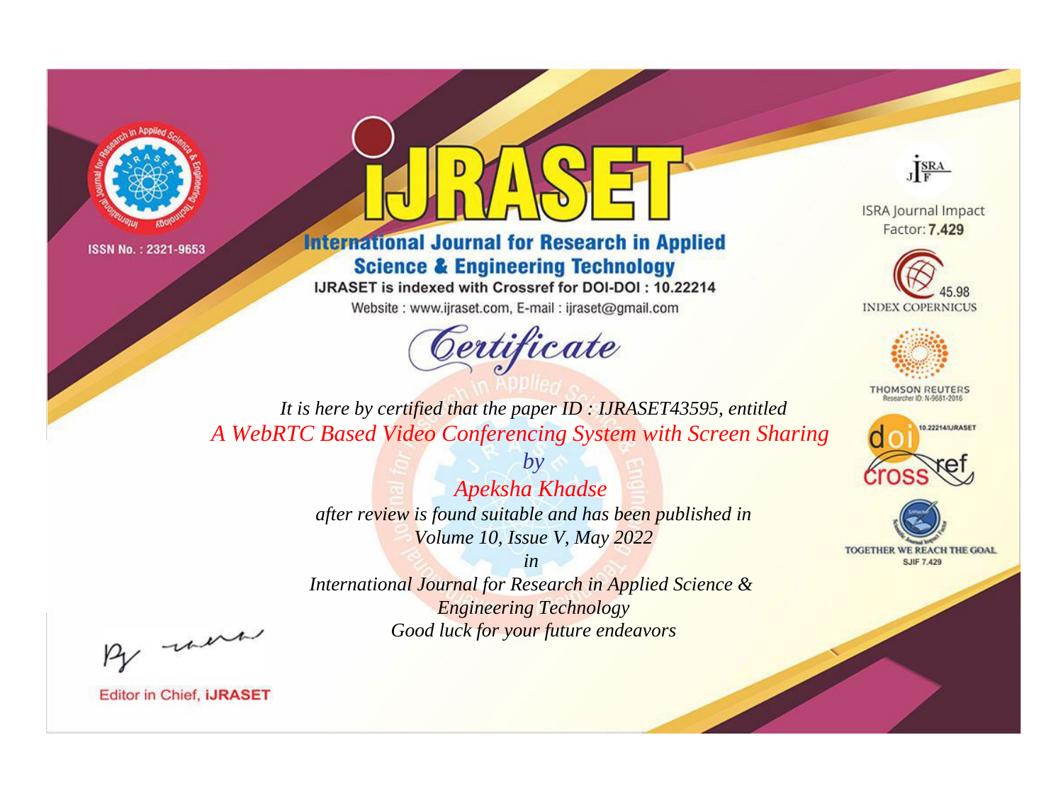ISSN No. : 2321-9653

# IJRASET

## International Journal for Research in Applied Science & Engineering Technology

IJRASET is indexed with Crossref for DOI-DOI : 10.22214

Website : www.ijraset.com, E-mail : ijraset@gmail.com

ISRA Journal Impact Factor: **7.429**

45.98 INDEX COPERNICUS

THOMSON REUTERS Researcher ID: N-9681-2016

10.22214/IJRASET

TOGETHER WE REACH THE GOAL SJIF 7.429

# *Certificate*

*It is here by certified that the paper ID : IJRASET43595, entitled*

*A WebRTC Based Video Conferencing System with Screen Sharing*

*by*

*Apeksha Khadse*

*after review is found suitable and has been published in*

*Volume 10, Issue V, May 2022*

*in*

*International Journal for Research in Applied Science & Engineering Technology*

*Good luck for your future endeavors*

Editor in Chief, **iJRASET**